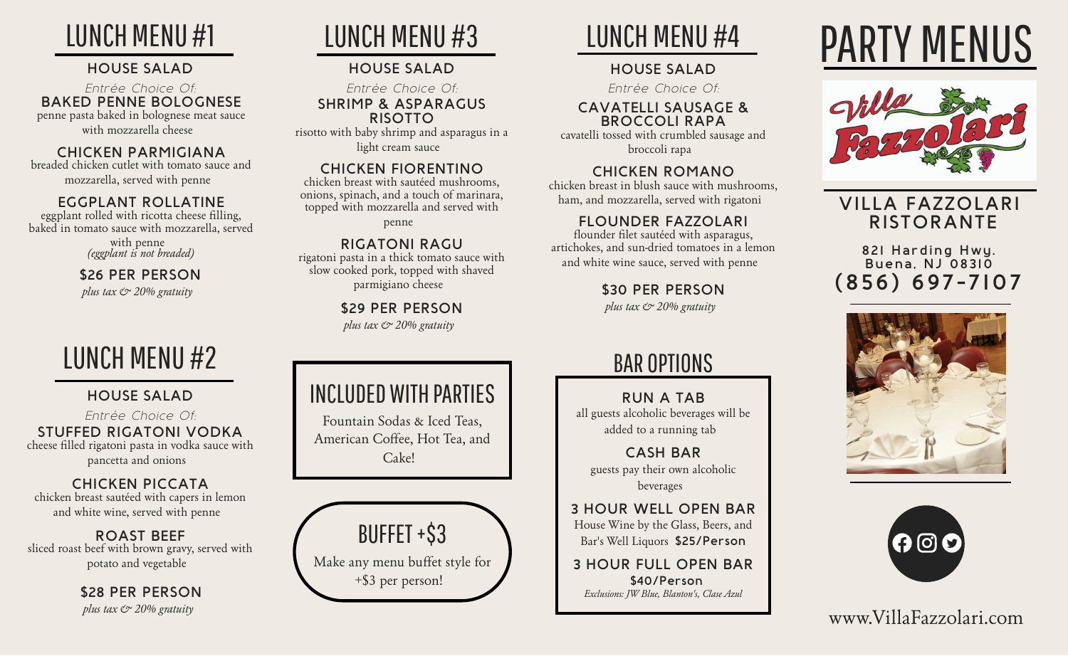# LUNCH MENU #1

### HOUSE SALAD

*Entrée Choice Of:*

**BAKED PENNE BOLOGNESE**
penne pasta baked in bolognese meat sauce with mozzarella cheese

**CHICKEN PARMIGIANA**
breaded chicken cutlet with tomato sauce and mozzarella, served with penne

**EGGPLANT ROLLATINE**
eggplant rolled with ricotta cheese filling, baked in tomato sauce with mozzarella, served with penne
*(eggplant is not breaded)*

**$26 PER PERSON**
*plus tax & 20% gratuity*

# LUNCH MENU #2

### HOUSE SALAD

*Entrée Choice Of:*

**STUFFED RIGATONI VODKA**
cheese filled rigatoni pasta in vodka sauce with pancetta and onions

**CHICKEN PICCATA**
chicken breast sautéed with capers in lemon and white wine, served with penne

**ROAST BEEF**
sliced roast beef with brown gravy, served with potato and vegetable

**$28 PER PERSON**
*plus tax & 20% gratuity*

# LUNCH MENU #3

### HOUSE SALAD

*Entrée Choice Of:*

**SHRIMP & ASPARAGUS RISOTTO**
risotto with baby shrimp and asparagus in a light cream sauce

**CHICKEN FIORENTINO**
chicken breast with sautéed mushrooms, onions, spinach, and a touch of marinara, topped with mozzarella and served with penne

**RIGATONI RAGU**
rigatoni pasta in a thick tomato sauce with slow cooked pork, topped with shaved parmigiano cheese

**$29 PER PERSON**
*plus tax & 20% gratuity*

## INCLUDED WITH PARTIES

Fountain Sodas & Iced Teas, American Coffee, Hot Tea, and Cake!

## BUFFET +$3

Make any menu buffet style for +$3 per person!

# LUNCH MENU #4

### HOUSE SALAD

*Entrée Choice Of:*

**CAVATELLI SAUSAGE & BROCCOLI RAPA**
cavatelli tossed with crumbled sausage and broccoli rapa

**CHICKEN ROMANO**
chicken breast in blush sauce with mushrooms, ham, and mozzarella, served with rigatoni

**FLOUNDER FAZZOLARI**
flounder filet sautéed with asparagus, artichokes, and sun-dried tomatoes in a lemon and white wine sauce, served with penne

**$30 PER PERSON**
*plus tax & 20% gratuity*

## BAR OPTIONS

**RUN A TAB**
all guests alcoholic beverages will be added to a running tab

**CASH BAR**
guests pay their own alcoholic beverages

**3 HOUR WELL OPEN BAR**
House Wine by the Glass, Beers, and Bar's Well Liquors **$25/Person**

**3 HOUR FULL OPEN BAR**
**$40/Person**
*Exclusions: JW Blue, Blanton's, Clase Azul*

# PARTY MENUS

Villa Fazzolari

## VILLA FAZZOLARI RISTORANTE

821 Harding Hwy.
Buena, NJ 08310
**(856) 697-7107**

www.VillaFazzolari.com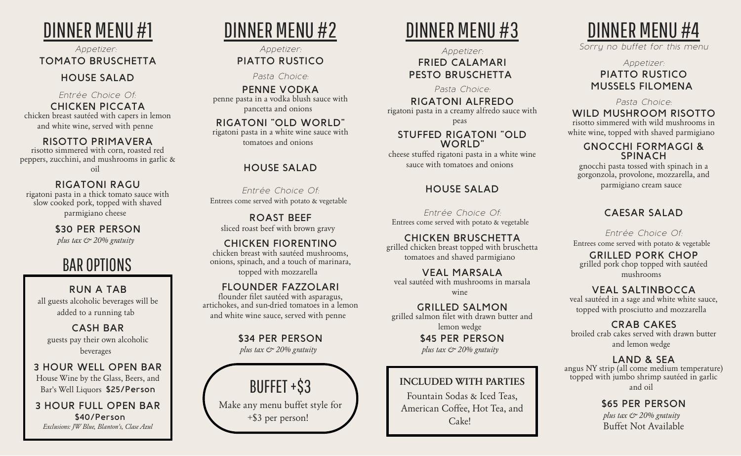# DINNER MENU #1

*Appetizer:*

**TOMATO BRUSCHETTA**

**HOUSE SALAD**

*Entrée Choice Of:*

**CHICKEN PICCATA**

chicken breast sautéed with capers in lemon and white wine, served with penne

**RISOTTO PRIMAVERA**

risotto simmered with corn, roasted red peppers, zucchini, and mushrooms in garlic & oil

**RIGATONI RAGU**

rigatoni pasta in a thick tomato sauce with slow cooked pork, topped with shaved parmigiano cheese

**$30 PER PERSON**

*plus tax & 20% gratuity*

# BAR OPTIONS

**RUN A TAB**

all guests alcoholic beverages will be added to a running tab

**CASH BAR**

guests pay their own alcoholic beverages

**3 HOUR WELL OPEN BAR**

House Wine by the Glass, Beers, and Bar's Well Liquors **$25/Person**

**3 HOUR FULL OPEN BAR**

**$40/Person**

*Exclusions: JW Blue, Blanton's, Clase Azul*

# DINNER MENU #2

*Appetizer:*

**PIATTO RUSTICO**

*Pasta Choice:*

**PENNE VODKA**

penne pasta in a vodka blush sauce with pancetta and onions

**RIGATONI "OLD WORLD"**

rigatoni pasta in a white wine sauce with tomatoes and onions

**HOUSE SALAD**

*Entrée Choice Of:*

Entrees come served with potato & vegetable

**ROAST BEEF**

sliced roast beef with brown gravy

**CHICKEN FIORENTINO**

chicken breast with sautéed mushrooms, onions, spinach, and a touch of marinara, topped with mozzarella

**FLOUNDER FAZZOLARI**

flounder filet sautéed with asparagus, artichokes, and sun-dried tomatoes in a lemon and white wine sauce, served with penne

**$34 PER PERSON**

*plus tax & 20% gratuity*

## BUFFET +$3

Make any menu buffet style for +$3 per person!

# DINNER MENU #3

*Appetizer:*

**FRIED CALAMARI**

**PESTO BRUSCHETTA**

*Pasta Choice:*

**RIGATONI ALFREDO**

rigatoni pasta in a creamy alfredo sauce with peas

**STUFFED RIGATONI "OLD WORLD"**

cheese stuffed rigatoni pasta in a white wine sauce with tomatoes and onions

**HOUSE SALAD**

*Entrée Choice Of:*

Entrees come served with potato & vegetable

**CHICKEN BRUSCHETTA**

grilled chicken breast topped with bruschetta tomatoes and shaved parmigiano

**VEAL MARSALA**

veal sautéed with mushrooms in marsala wine

**GRILLED SALMON**

grilled salmon filet with drawn butter and lemon wedge

**$45 PER PERSON**

*plus tax & 20% gratuity*

**INCLUDED WITH PARTIES**

Fountain Sodas & Iced Teas, American Coffee, Hot Tea, and Cake!

# DINNER MENU #4

*Sorry no buffet for this menu*

*Appetizer:*

**PIATTO RUSTICO**

**MUSSELS FILOMENA**

*Pasta Choice:*

**WILD MUSHROOM RISOTTO**

risotto simmered with wild mushrooms in white wine, topped with shaved parmigiano

**GNOCCHI FORMAGGI & SPINACH**

gnocchi pasta tossed with spinach in a gorgonzola, provolone, mozzarella, and parmigiano cream sauce

**CAESAR SALAD**

*Entrée Choice Of:*

Entrees come served with potato & vegetable

**GRILLED PORK CHOP**

grilled pork chop topped with sautéed mushrooms

**VEAL SALTINBOCCA**

veal sautéed in a sage and white white sauce, topped with prosciutto and mozzarella

**CRAB CAKES**

broiled crab cakes served with drawn butter and lemon wedge

**LAND & SEA**

angus NY strip (all come medium temperature) topped with jumbo shrimp sautéed in garlic and oil

**$65 PER PERSON**

*plus tax & 20% gratuity*

Buffet Not Available